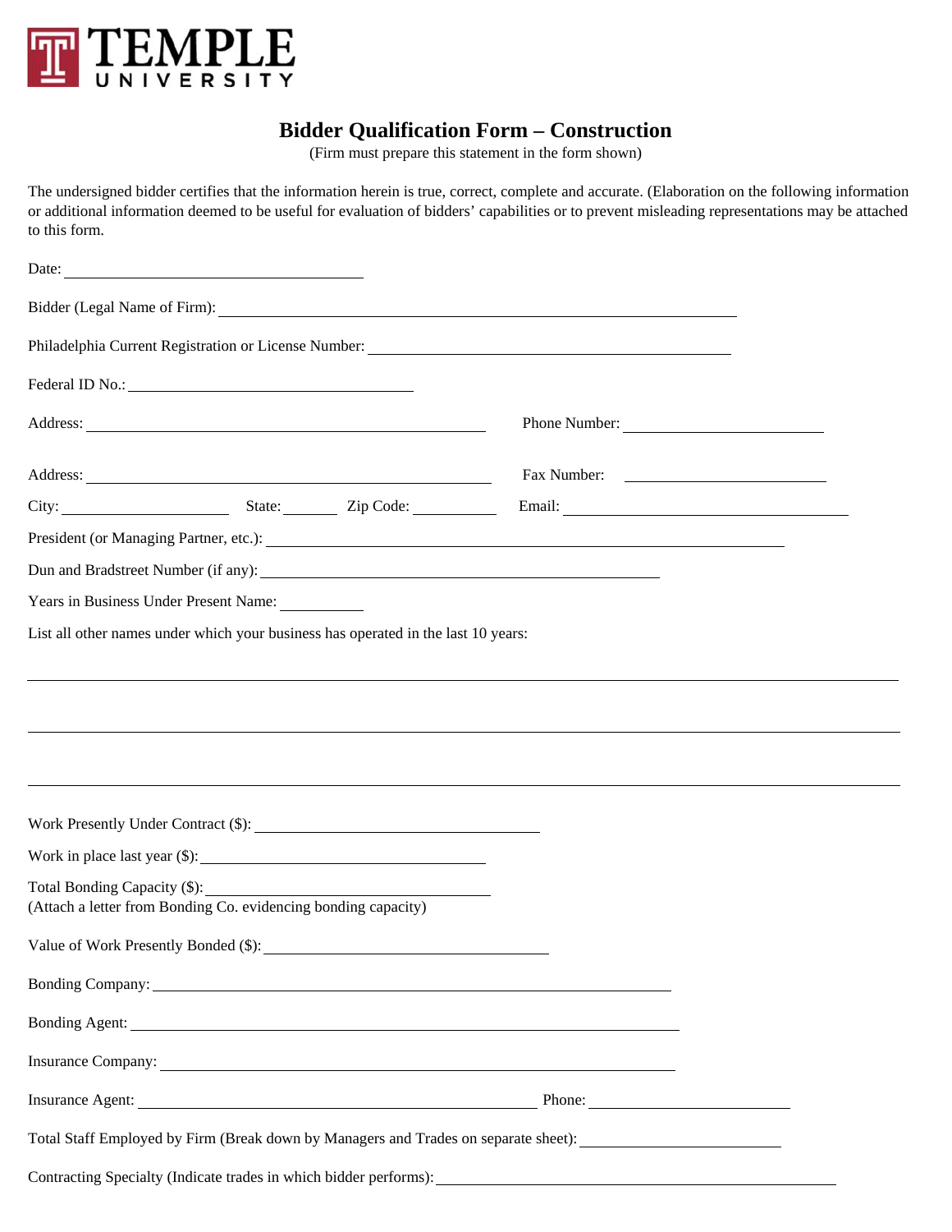TEMPLE UNIVERSITY

# Bidder Qualification Form – Construction

(Firm must prepare this statement in the form shown)

The undersigned bidder certifies that the information herein is true, correct, complete and accurate. (Elaboration on the following information or additional information deemed to be useful for evaluation of bidders' capabilities or to prevent misleading representations may be attached to this form.

Date: ______________________________

Bidder (Legal Name of Firm): ______________________________

Philadelphia Current Registration or License Number: ______________________________

Federal ID No.: ______________________________

Address: ______________________________ Phone Number: ______________________________

Address: ______________________________ Fax Number: ______________________________

City: ____________ State: ______ Zip Code: ________ Email: ______________________________

President (or Managing Partner, etc.): ______________________________

Dun and Bradstreet Number (if any): ______________________________

Years in Business Under Present Name: ________

List all other names under which your business has operated in the last 10 years:

______________________________________________________________________

______________________________________________________________________

______________________________________________________________________

Work Presently Under Contract ($): ______________________________

Work in place last year ($): ______________________________

Total Bonding Capacity ($): ______________________________
(Attach a letter from Bonding Co. evidencing bonding capacity)

Value of Work Presently Bonded ($): ______________________________

Bonding Company: ______________________________

Bonding Agent: ______________________________

Insurance Company: ______________________________

Insurance Agent: ______________________________ Phone: ______________________________

Total Staff Employed by Firm (Break down by Managers and Trades on separate sheet): ______________________________

Contracting Specialty (Indicate trades in which bidder performs): ______________________________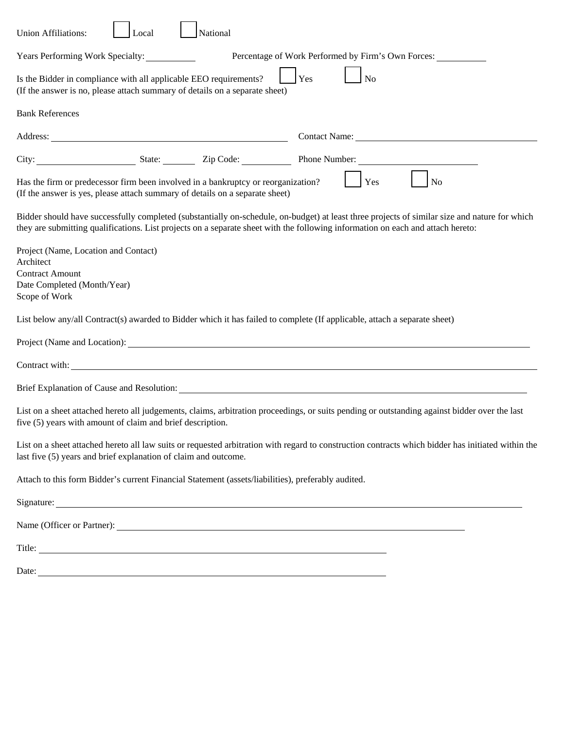Union Affiliations: ☐ Local ☐ National

Years Performing Work Specialty: __________ Percentage of Work Performed by Firm's Own Forces: __________

Is the Bidder in compliance with all applicable EEO requirements? ☐ Yes ☐ No
(If the answer is no, please attach summary of details on a separate sheet)

Bank References

Address: ______________________________ Contact Name: ______________________________

City: ______________ State: ______ Zip Code: __________ Phone Number: ______________________

Has the firm or predecessor firm been involved in a bankruptcy or reorganization? ☐ Yes ☐ No
(If the answer is yes, please attach summary of details on a separate sheet)

Bidder should have successfully completed (substantially on-schedule, on-budget) at least three projects of similar size and nature for which they are submitting qualifications. List projects on a separate sheet with the following information on each and attach hereto:

Project (Name, Location and Contact)
Architect
Contract Amount
Date Completed (Month/Year)
Scope of Work

List below any/all Contract(s) awarded to Bidder which it has failed to complete (If applicable, attach a separate sheet)

Project (Name and Location): ______________________________________________________________

Contract with: ______________________________________________________________

Brief Explanation of Cause and Resolution: ______________________________________________________________

List on a sheet attached hereto all judgements, claims, arbitration proceedings, or suits pending or outstanding against bidder over the last five (5) years with amount of claim and brief description.

List on a sheet attached hereto all law suits or requested arbitration with regard to construction contracts which bidder has initiated within the last five (5) years and brief explanation of claim and outcome.

Attach to this form Bidder's current Financial Statement (assets/liabilities), preferably audited.

Signature: ______________________________________________________________

Name (Officer or Partner): ______________________________________________________________

Title: ______________________________________________________________

Date: ______________________________________________________________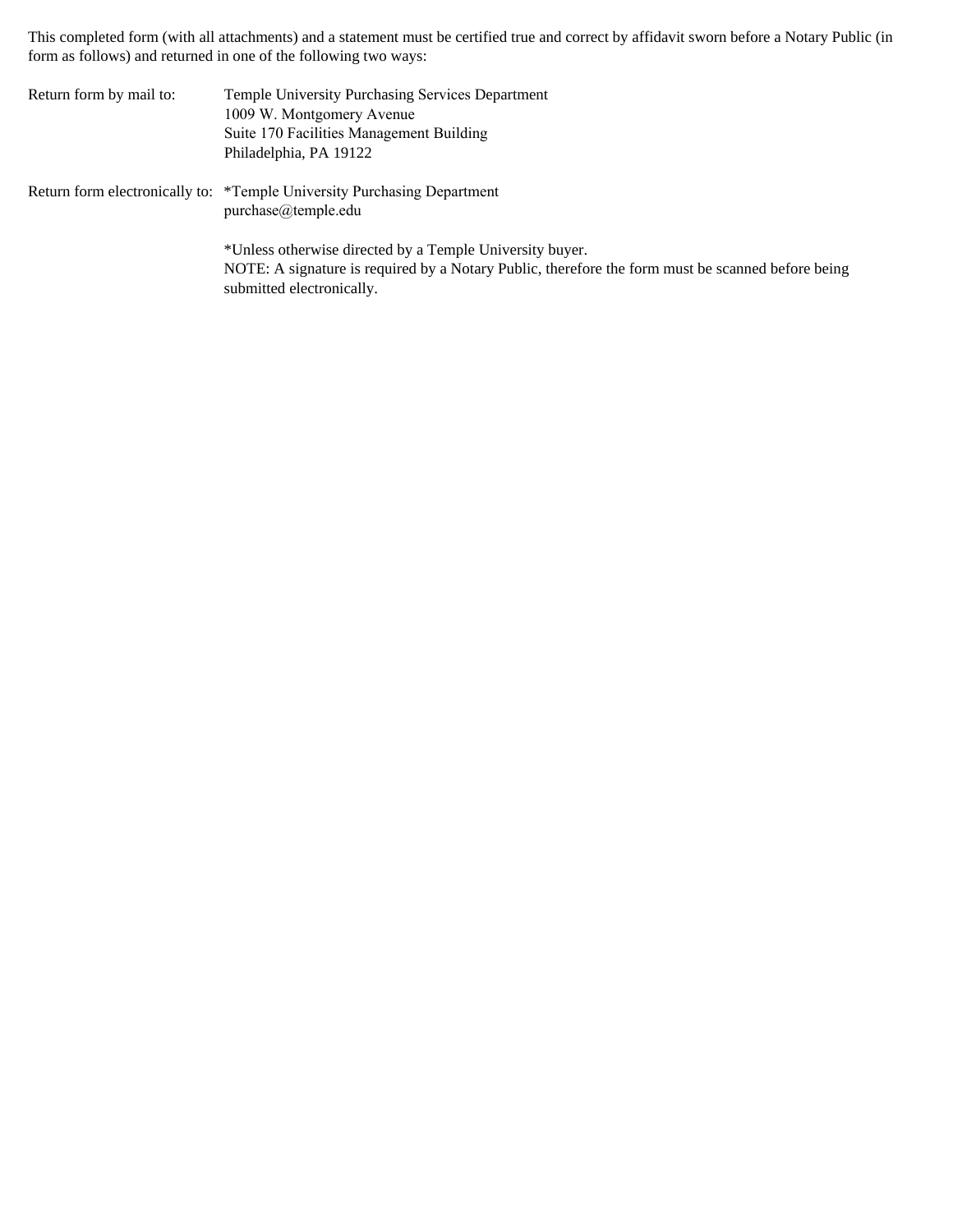This completed form (with all attachments) and a statement must be certified true and correct by affidavit sworn before a Notary Public (in form as follows) and returned in one of the following two ways:

Return form by mail to:

Temple University Purchasing Services Department
1009 W. Montgomery Avenue
Suite 170 Facilities Management Building
Philadelphia, PA 19122

Return form electronically to:

*Temple University Purchasing Department
purchase@temple.edu

*Unless otherwise directed by a Temple University buyer.
NOTE: A signature is required by a Notary Public, therefore the form must be scanned before being submitted electronically.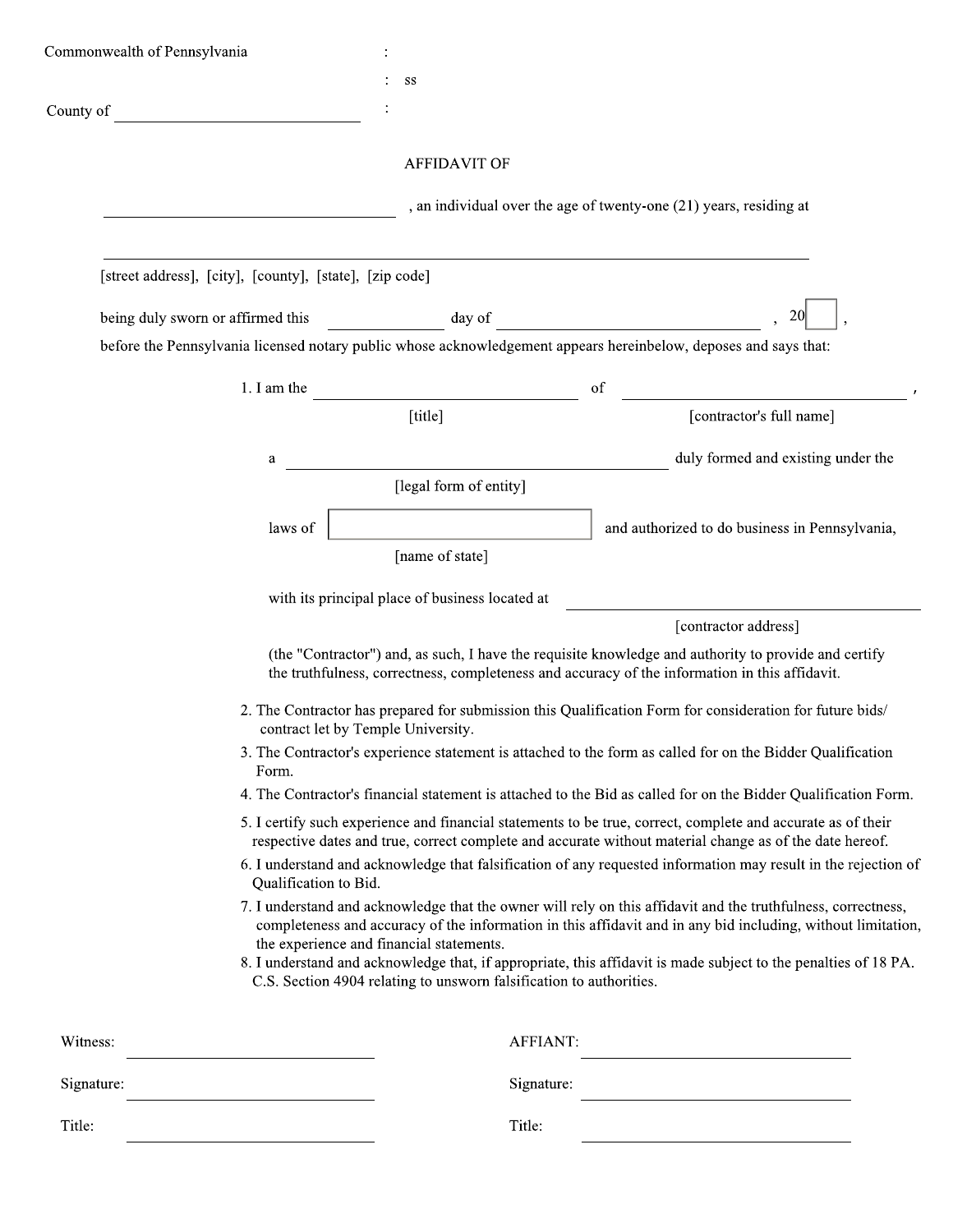Commonwealth of Pennsylvania :
: ss
County of ______________________ :

AFFIDAVIT OF

______________________, an individual over the age of twenty-one (21) years, residing at

______________________________________________

[street address], [city], [county], [state], [zip code]

being duly sworn or affirmed this __________ day of ______________________, 20___,
before the Pennsylvania licensed notary public whose acknowledgement appears hereinbelow, deposes and says that:

1. I am the ______________________ of ______________________,
   [title] [contractor's full name]

   a ______________________ duly formed and existing under the
   [legal form of entity]

   laws of ______________________ and authorized to do business in Pennsylvania,
   [name of state]

   with its principal place of business located at ______________________
   [contractor address]

   (the "Contractor") and, as such, I have the requisite knowledge and authority to provide and certify the truthfulness, correctness, completeness and accuracy of the information in this affidavit.

2. The Contractor has prepared for submission this Qualification Form for consideration for future bids/ contract let by Temple University.
3. The Contractor's experience statement is attached to the form as called for on the Bidder Qualification Form.
4. The Contractor's financial statement is attached to the Bid as called for on the Bidder Qualification Form.
5. I certify such experience and financial statements to be true, correct, complete and accurate as of their respective dates and true, correct complete and accurate without material change as of the date hereof.
6. I understand and acknowledge that falsification of any requested information may result in the rejection of Qualification to Bid.
7. I understand and acknowledge that the owner will rely on this affidavit and the truthfulness, correctness, completeness and accuracy of the information in this affidavit and in any bid including, without limitation, the experience and financial statements.
8. I understand and acknowledge that, if appropriate, this affidavit is made subject to the penalties of 18 PA. C.S. Section 4904 relating to unsworn falsification to authorities.

Witness: ______________________

Signature: ______________________

Title: ______________________

AFFIANT: ______________________

Signature: ______________________

Title: ______________________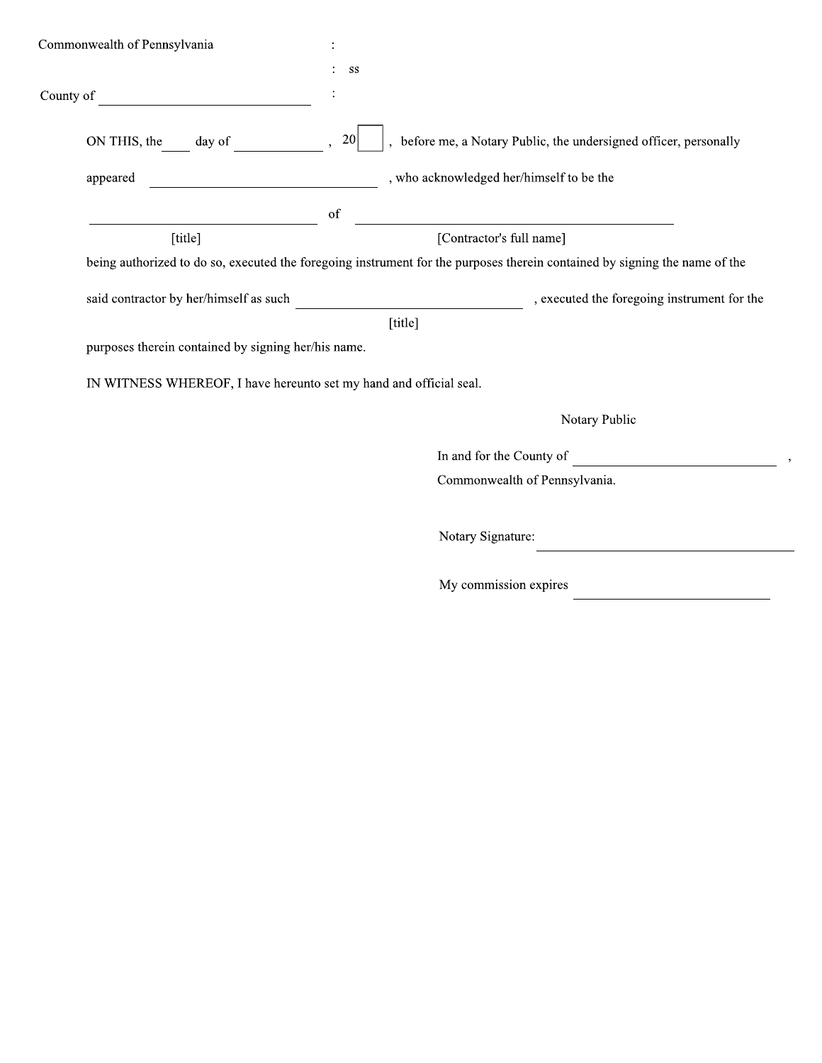Commonwealth of Pennsylvania :

: ss

County of \_\_\_\_\_\_\_\_\_\_\_\_\_\_\_\_\_\_\_\_\_\_\_\_ :

ON THIS, the \_\_\_\_ day of \_\_\_\_\_\_\_\_\_\_\_\_, 20\_\_\_\_, before me, a Notary Public, the undersigned officer, personally appeared \_\_\_\_\_\_\_\_\_\_\_\_\_\_\_\_\_\_\_\_\_\_\_\_\_\_\_\_\_\_, who acknowledged her/himself to be the \_\_\_\_\_\_\_\_\_\_\_\_\_\_\_\_\_\_\_\_\_\_\_\_\_\_\_\_\_\_ [title] of \_\_\_\_\_\_\_\_\_\_\_\_\_\_\_\_\_\_\_\_\_\_\_\_\_\_\_\_\_\_\_\_\_\_\_\_\_\_\_\_ [Contractor's full name] being authorized to do so, executed the foregoing instrument for the purposes therein contained by signing the name of the said contractor by her/himself as such \_\_\_\_\_\_\_\_\_\_\_\_\_\_\_\_\_\_\_\_\_\_\_\_\_\_\_\_\_\_ [title], executed the foregoing instrument for the purposes therein contained by signing her/his name.

IN WITNESS WHEREOF, I have hereunto set my hand and official seal.

Notary Public

In and for the County of \_\_\_\_\_\_\_\_\_\_\_\_\_\_\_\_\_\_\_\_\_\_\_\_\_\_\_\_,
Commonwealth of Pennsylvania.

Notary Signature: \_\_\_\_\_\_\_\_\_\_\_\_\_\_\_\_\_\_\_\_\_\_\_\_\_\_\_\_\_\_

My commission expires \_\_\_\_\_\_\_\_\_\_\_\_\_\_\_\_\_\_\_\_\_\_\_\_\_\_\_\_